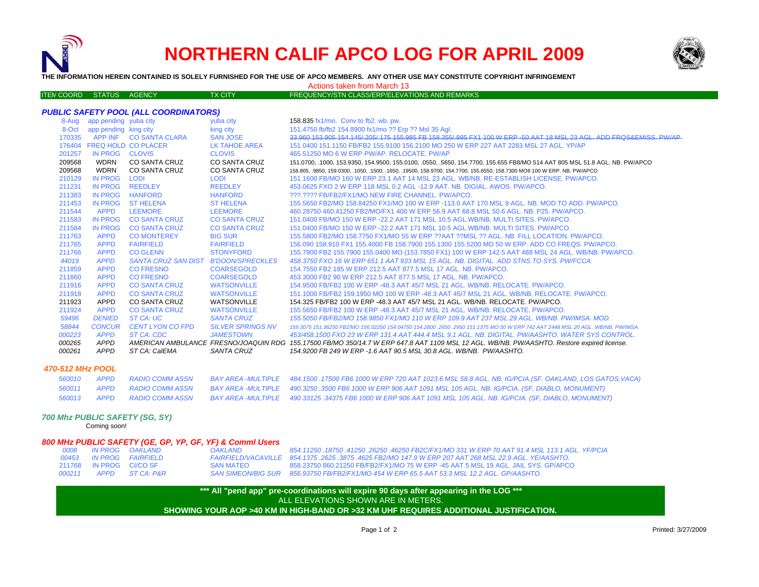# NORTHERN CALIF APCO LOG FOR APRIL 2009

**THE INFORMATION HEREIN CONTAINED IS SOLELY FURNISHED FOR THE USE OF APCO MEMBERS. ANY OTHER USE MAY CONSTITUTE COPYRIGHT INFRINGEMENT**

Actions taken from March 13

| ITEM COORD | STATUS | AGENCY | TX CITY | FREQUENCY/STN CLASS/ERP/ELEVATIONS AND REMARKS |
|---|---|---|---|---|

### *PUBLIC SAFETY POOL (ALL COORDINATORS)*

| ITEM COORD | STATUS | AGENCY | TX CITY | FREQUENCY/STN CLASS/ERP/ELEVATIONS AND REMARKS |
|---|---|---|---|---|
| 8-Aug | app pending | yuba city | yuba city | 158.835 fx1/mo. Conv to fb2. wb. pw. |
| 8-Oct | app pending | king city | king city | 151.4750 fb/fb2 154.8900 fx1/mo ?? Erp ?? Msl 35 Agl. |
| 170335 | APP INF | CO SANTA CLARA | SAN JOSE | ~~33.960 153.905 154.145/.205/.175 155.985 FB 158.355/.995 FX1 100 W ERP -50 AAT 18 MSL 23 AGL. ADD FRQS&EMISS. PW/AP~~ |
| 176404 | FREQ HOLD | CO PLACER | LK TAHOE AREA | 151.0400 151.1150 FB/FB2 155.9100 156.2100 MO 250 W ERP 227 AAT 2283 MSL 27 AGL. YP/AP |
| 201257 | IN PROG | CLOVIS | CLOVIS | 465.51250 MO 6 W ERP PW/AP. RELOCATE. PW/AP |
| 209568 | WDRN | CO SANTA CRUZ | CO SANTA CRUZ | 151.0700, .1000, 153.9350, 154.9500, 155.0100, .0550, .5650, 154.7700, 155.655 FB8/MO 514 AAT 805 MSL 51.8 AGL. NB. PW/APCO |
| 209568 | WDRN | CO SANTA CRUZ | CO SANTA CRUZ | 158.805, .9850, 159.0300, .1050, .1500, .1650, .19500, 158.9700, 154.7700, 155.6550, 158.7300 MO8 100 W ERP. NB. PW/APCO |
| 210129 | IN PROG | LODI | LODI | 151.1600 FB/MO 160 W ERP 23.1 AAT 14 MSL 23 AGL. WB/NB. RE-ESTABLISH LICENSE. PW/APCO. |
| 211231 | IN PROG | REEDLEY | REEDLEY | 453.0625 FXO 2 W ERP 118 MSL 0.2 AGL -12.9 AAT. NB. DIGIAL. AWOS. PW/APCO. |
| 211383 | IN PROG | HANFORD | HANFORD | ???.???? FB/FB2/FX1/MO NEW FIRE CHANNEL. PW/APCO. |
| 211453 | IN PROG | ST HELENA | ST HELENA | 155.5650 FB2/MO 158.84250 FX1/MO 100 W ERP -113.0 AAT 170 MSL 9 AGL. NB. MOD TO ADD. PW/APCO. |
| 211544 | APPD | LEEMORE | LEEMORE | 460.28750 460.41250 FB2/MO/FX1 400 W ERP 56.9 AAT 68.8 MSL 50.6 AGL. NB. P25. PW/APCO. |
| 211583 | IN PROG | CO SANTA CRUZ | CO SANTA CRUZ | 151.0400 FB/MO 150 W ERP -22.2 AAT 171 MSL 10.5 AGL.WB/NB. MULTI SITES. PW/APCO. |
| 211584 | IN PROG | CO SANTA CRUZ | CO SANTA CRUZ | 151.0400 FB/MO 150 W ERP -22.2 AAT 171 MSL 10.5 AGL.WB/NB. MULTI SITES. PW/APCO. |
| 211763 | APPD | CO MONTEREY | BIG SUR | 155.5800 FB2/MO 158.7750 FX1/MO 55 W ERP ??AAT ??MSL ?? AGL. NB. FILL LOCATION. PW/APCO. |
| 211765 | APPD | FAIRFIELD | FAIRFIELD | 156.090 158.910 FX1 155.4000 FB 158.7900 155.1300 155.5200 MO 50 W ERP. ADD CO FREQS. PW/APCO. |
| 211766 | APPD | CO GLENN | STONYFORD | 155.7900 FB2 155.7900 155.0400 MO (153.7850 FX1) 100 W ERP 142.5 AAT 488 MSL 24 AGL. WB/NB. PW/APCO. |
| *44019* | *APPD* | *SANTA CRUZ SAN DIST* | *B'DOON/SPRECKLES* | *458.3750 FXO 16 W ERP 651.1 AAT 933 MSL 15 AGL. NB. DIGITAL. ADD STNS TO SYS. PW/FCCA.* |
| 211859 | APPD | CO FRESNO | COARSEGOLD | 154.7550 FB2 185 W ERP 212.5 AAT 877.5 MSL 17 AGL. NB. PW/APCO. |
| 211860 | APPD | CO FRESNO | COARSEGOLD | 453.3000 FB2 90 W ERP 212.5 AAT 877.5 MSL 17 AGL. NB. PW/APCO. |
| 211916 | APPD | CO SANTA CRUZ | WATSONVILLE | 154.9500 FB/FB2 100 W ERP -48.3 AAT 45/7 MSL 21 AGL. WB/NB. RELOCATE. PW/APCO. |
| 211918 | APPD | CO SANTA CRUZ | WATSONVILLE | 151.1000 FB/FB2 159.1950 MO 100 W ERP -48.3 AAT 45/7 MSL 21 AGL. WB/NB. RELOCATE. PW/APCO. |
| 211923 | APPD | CO SANTA CRUZ | WATSONVILLE | 154.325 FB/FB2 100 W ERP -48.3 AAT 45/7 MSL 21 AGL. WB/NB. RELOCATE. PW/APCO. |
| 211924 | APPD | CO SANTA CRUZ | WATSONVILLE | 155.5650 FB/FB2 100 W ERP -48.3 AAT 45/7 MSL 21 AGL. WB/NB. RELOCATE. PW/APCO. |
| *59496* | *DENIED* | *ST CA: UC* | *SANTA CRUZ* | *155.5050 FB/FB2/MO 158.9850 FX1/MO 110 W ERP 109.9 AAT 237 MSL 29 AGL. WB/NB. PW/IMSA. MOD.* |
| *58844* | *CONCUR* | *CENT LYON CO FPD* | *SILVER SPRINGS NV* | *159.3075 151.36250 FB2/MO 156.02250 154.04750 154.2800 .2650 .2950 151.1375 MO 50 W ERP 742 AAT 2448 MSL 20 AGL. WB/NB. PW/IMSA.* |
| *000223* | *APPD* | *ST CA: CDC* | *JAMESTOWN* | *453/458.1500 FXO 23 W ERP 131.4 AAT 444.4 MSL 9.1 AGL. NB. DIGITAL. PW/AASHTO. WATER SYS CONTROL.* |
| *000265* | *APPD* | *AMERICAN AMBULANCE* | *FRESNO/JOAQUIN RDG* | *155.17500 FB/MO 350/14.7 W ERP 647.8 AAT 1109 MSL 12 AGL. WB/NB. PW/AASHTO. Restore expired license.* |
| *000261* | *APPD* | *ST CA: CalEMA* | *SANTA CRUZ* | *154.9200 FB 249 W ERP -1.6 AAT 90.5 MSL 30.8 AGL. WB/NB. PW/AASHTO.* |

### *470-512 MHz POOL*

| ITEM COORD | STATUS | AGENCY | TX CITY | FREQUENCY/STN CLASS/ERP/ELEVATIONS AND REMARKS |
|---|---|---|---|---|
| *560010* | *APPD* | *RADIO COMM ASSN* | *BAY AREA -MULTIPLE* | *484.1500 .17500 FB6 1000 W ERP 720 AAT 1023.6 MSL 58.8 AGL. NB. IG/PCIA.(SF. OAKLAND, LOS GATOS,VACA)* |
| *560011* | *APPD* | *RADIO COMM ASSN* | *BAY AREA -MULTIPLE* | *490.3250 .3500 FB6 1000 W ERP 906 AAT 1091 MSL 105 AGL. NB. IG/PCIA. (SF, DIABLO, MONUMENT)* |
| *560013* | *APPD* | *RADIO COMM ASSN* | *BAY AREA -MULTIPLE* | *490.33125 .34375 FB6 1000 W ERP 906 AAT 1091 MSL 105 AGL. NB. IG/PCIA. (SF, DIABLO, MONUMENT)* |

### *700 Mhz PUBLIC SAFETY (SG, SY)*

Coming soon!

### *800 MHz PUBLIC SAFETY (GE, GP, YP, GF, YF) & Comml Users*

| ITEM COORD | STATUS | AGENCY | TX CITY | FREQUENCY/STN CLASS/ERP/ELEVATIONS AND REMARKS |
|---|---|---|---|---|
| *0008* | *IN PROG* | *OAKLAND* | *OAKLAND* | *854.11250 .18750 .41250 .26250 .46250 FB2C/FX1/MO 331 W ERP 70 AAT 91.4 MSL 113.1 AGL. YF/PCIA* |
| *00453* | *IN PROG* | *FAIRFIELD* | *FAIRFIELD/VACAVILLE* | *854.1375 .2625 .3875 .4625 FB2/MO 147.9 W ERP 207 AAT 268 MSL 22.9 AGL. YE/AASHTO.* |
| 211768 | IN PROG | CI/CO SF | SAN MATEO | 858.23750 860.21250 FB/FB2/FX1/MO 75 W ERP -45 AAT 5 MSL 19 AGL. JAIL SYS. GP/APCO |
| *000211* | *APPD* | *ST CA: P&R* | *SAN SIMEON/BIG SUR* | *856.93750 FB/FB2/FX1/MO 454 W ERP 65.5 AAT 53.3 MSL 12.2 AGL. GP/AASHTO.* |

**\*\*\* All "pend app" pre-coordinations will expire 90 days after appearing in the LOG \*\*\***

ALL ELEVATIONS SHOWN ARE IN METERS.

**SHOWING YOUR AOP >40 KM IN HIGH-BAND OR >32 KM UHF REQUIRES ADDITIONAL JUSTIFICATION.**

Printed: 3/27/2009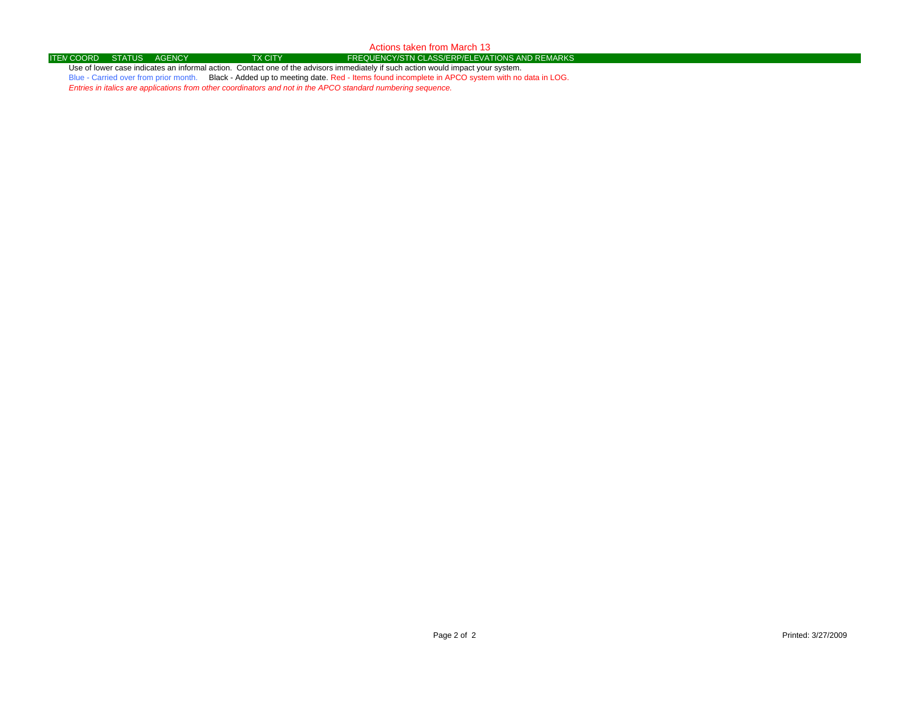Actions taken from March 13

| ITEM | COORD | STATUS | AGENCY | TX CITY | FREQUENCY/STN CLASS/ERP/ELEVATIONS AND REMARKS |
|---|---|---|---|---|---|

Use of lower case indicates an informal action. Contact one of the advisors immediately if such action would impact your system.

Blue - Carried over from prior month. Black - Added up to meeting date. Red - Items found incomplete in APCO system with no data in LOG.

*Entries in italics are applications from other coordinators and not in the APCO standard numbering sequence.*

Printed: 3/27/2009